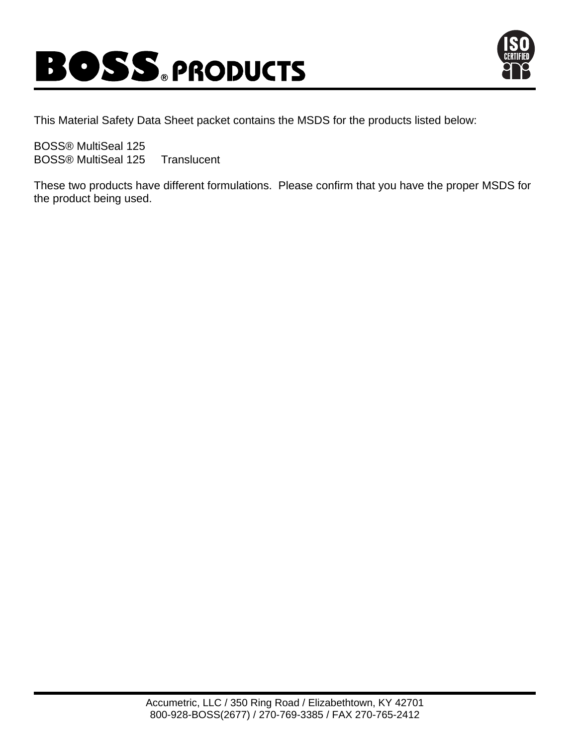# BOSS® PRODUCTS

This Material Safety Data Sheet packet contains the MSDS for the products listed below:

BOSS® MultiSeal 125
BOSS® MultiSeal 125 Translucent

These two products have different formulations. Please confirm that you have the proper MSDS for the product being used.

Accumetric, LLC / 350 Ring Road / Elizabethtown, KY 42701
800-928-BOSS(2677) / 270-769-3385 / FAX 270-765-2412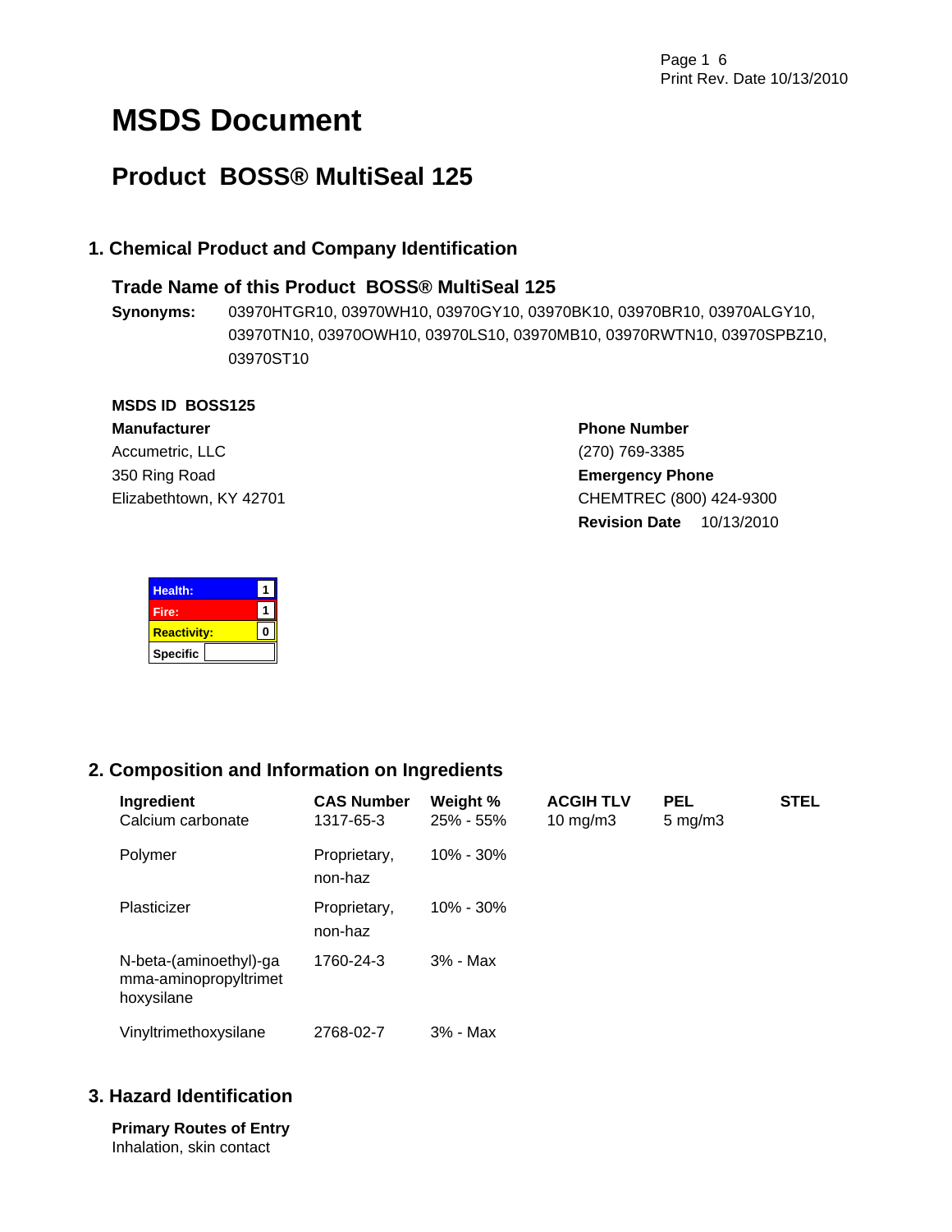# MSDS Document

## Product BOSS® MultiSeal 125

### 1. Chemical Product and Company Identification

#### Trade Name of this Product BOSS® MultiSeal 125

**Synonyms:** 03970HTGR10, 03970WH10, 03970GY10, 03970BK10, 03970BR10, 03970ALGY10, 03970TN10, 03970OWH10, 03970LS10, 03970MB10, 03970RWTN10, 03970SPBZ10, 03970ST10

**MSDS ID** **BOSS125**

**Manufacturer**
Accumetric, LLC
350 Ring Road
Elizabethtown, KY 42701

**Phone Number**
(270) 769-3385

**Emergency Phone**
CHEMTREC (800) 424-9300

**Revision Date** 10/13/2010

| Health: | 1 |
|---|---|
| Fire: | 1 |
| Reactivity: | 0 |
| Specific | |

### 2. Composition and Information on Ingredients

| Ingredient | CAS Number | Weight % | ACGIH TLV | PEL | STEL |
|---|---|---|---|---|---|
| Calcium carbonate | 1317-65-3 | 25% - 55% | 10 mg/m3 | 5 mg/m3 | |
| Polymer | Proprietary, non-haz | 10% - 30% | | | |
| Plasticizer | Proprietary, non-haz | 10% - 30% | | | |
| N-beta-(aminoethyl)-gamma-aminopropyltrimethoxysilane | 1760-24-3 | 3% - Max | | | |
| Vinyltrimethoxysilane | 2768-02-7 | 3% - Max | | | |

### 3. Hazard Identification

**Primary Routes of Entry**
Inhalation, skin contact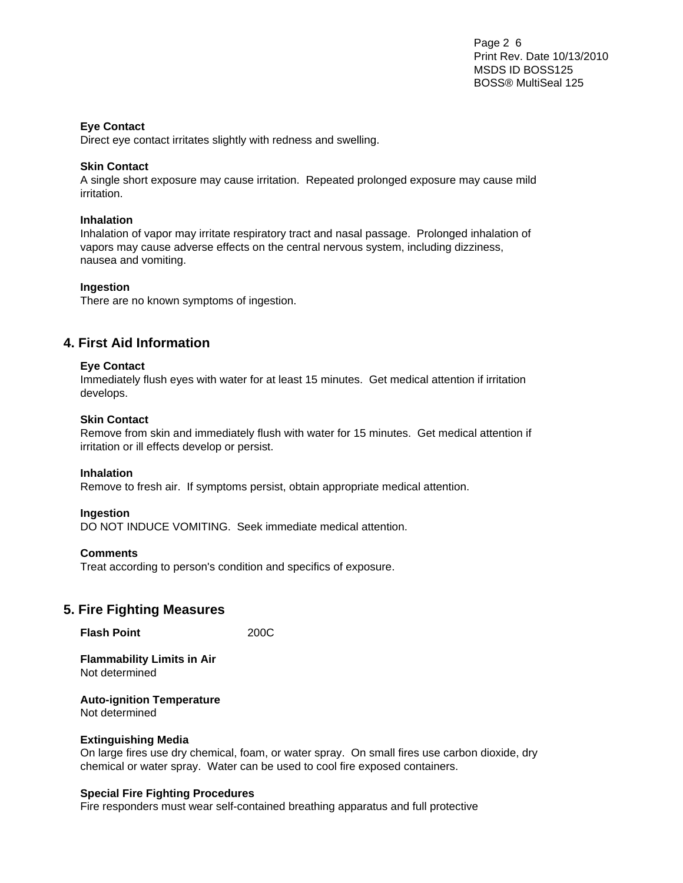**Eye Contact**
Direct eye contact irritates slightly with redness and swelling.

**Skin Contact**
A single short exposure may cause irritation. Repeated prolonged exposure may cause mild irritation.

**Inhalation**
Inhalation of vapor may irritate respiratory tract and nasal passage. Prolonged inhalation of vapors may cause adverse effects on the central nervous system, including dizziness, nausea and vomiting.

**Ingestion**
There are no known symptoms of ingestion.

## 4. First Aid Information

**Eye Contact**
Immediately flush eyes with water for at least 15 minutes. Get medical attention if irritation develops.

**Skin Contact**
Remove from skin and immediately flush with water for 15 minutes. Get medical attention if irritation or ill effects develop or persist.

**Inhalation**
Remove to fresh air. If symptoms persist, obtain appropriate medical attention.

**Ingestion**
DO NOT INDUCE VOMITING. Seek immediate medical attention.

**Comments**
Treat according to person's condition and specifics of exposure.

## 5. Fire Fighting Measures

**Flash Point** 200C

**Flammability Limits in Air**
Not determined

**Auto-ignition Temperature**
Not determined

**Extinguishing Media**
On large fires use dry chemical, foam, or water spray. On small fires use carbon dioxide, dry chemical or water spray. Water can be used to cool fire exposed containers.

**Special Fire Fighting Procedures**
Fire responders must wear self-contained breathing apparatus and full protective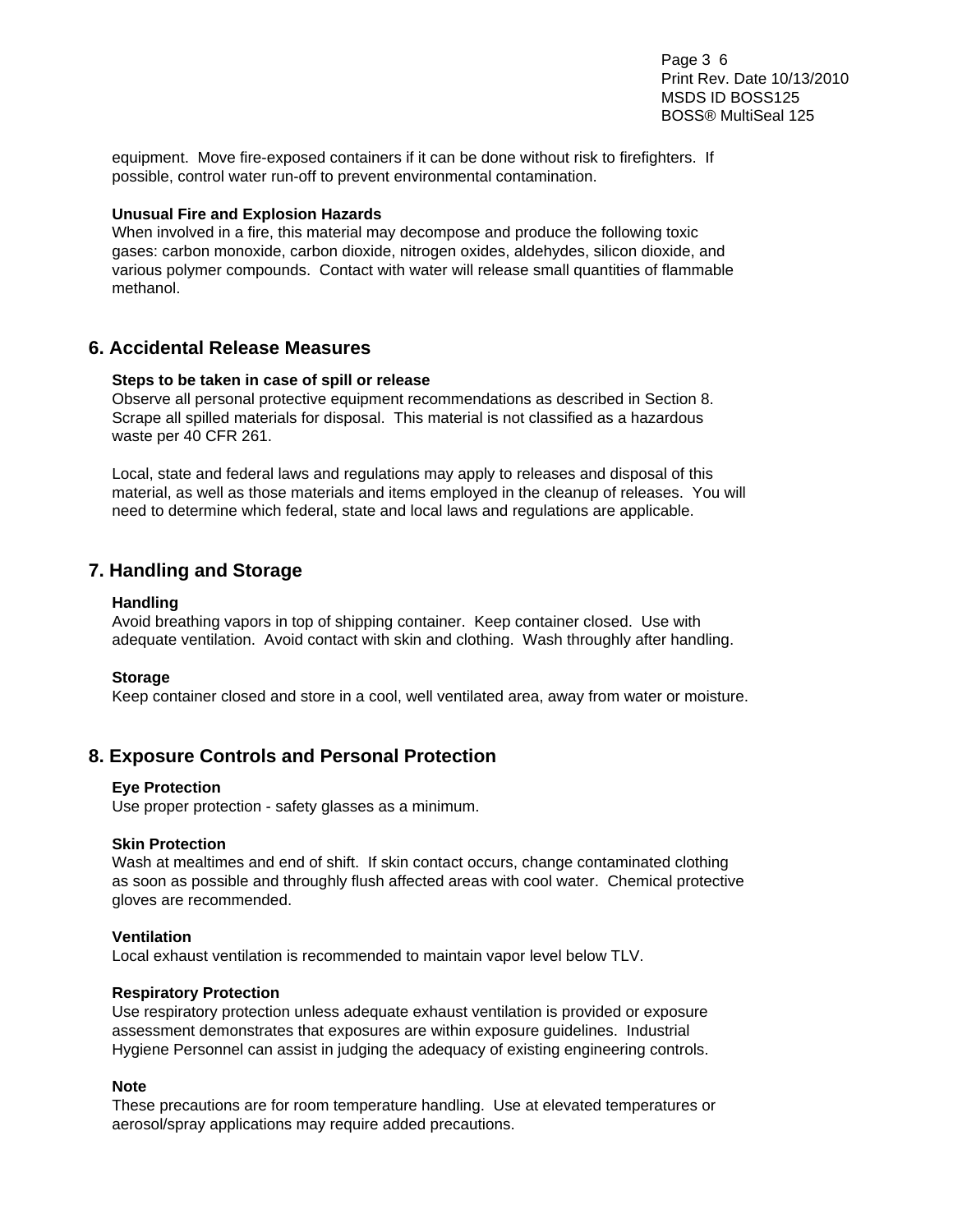equipment. Move fire-exposed containers if it can be done without risk to firefighters. If possible, control water run-off to prevent environmental contamination.

**Unusual Fire and Explosion Hazards**

When involved in a fire, this material may decompose and produce the following toxic gases: carbon monoxide, carbon dioxide, nitrogen oxides, aldehydes, silicon dioxide, and various polymer compounds. Contact with water will release small quantities of flammable methanol.

## 6. Accidental Release Measures

**Steps to be taken in case of spill or release**

Observe all personal protective equipment recommendations as described in Section 8. Scrape all spilled materials for disposal. This material is not classified as a hazardous waste per 40 CFR 261.

Local, state and federal laws and regulations may apply to releases and disposal of this material, as well as those materials and items employed in the cleanup of releases. You will need to determine which federal, state and local laws and regulations are applicable.

## 7. Handling and Storage

**Handling**

Avoid breathing vapors in top of shipping container. Keep container closed. Use with adequate ventilation. Avoid contact with skin and clothing. Wash throughly after handling.

**Storage**

Keep container closed and store in a cool, well ventilated area, away from water or moisture.

## 8. Exposure Controls and Personal Protection

**Eye Protection**

Use proper protection - safety glasses as a minimum.

**Skin Protection**

Wash at mealtimes and end of shift. If skin contact occurs, change contaminated clothing as soon as possible and throughly flush affected areas with cool water. Chemical protective gloves are recommended.

**Ventilation**

Local exhaust ventilation is recommended to maintain vapor level below TLV.

**Respiratory Protection**

Use respiratory protection unless adequate exhaust ventilation is provided or exposure assessment demonstrates that exposures are within exposure guidelines. Industrial Hygiene Personnel can assist in judging the adequacy of existing engineering controls.

**Note**

These precautions are for room temperature handling. Use at elevated temperatures or aerosol/spray applications may require added precautions.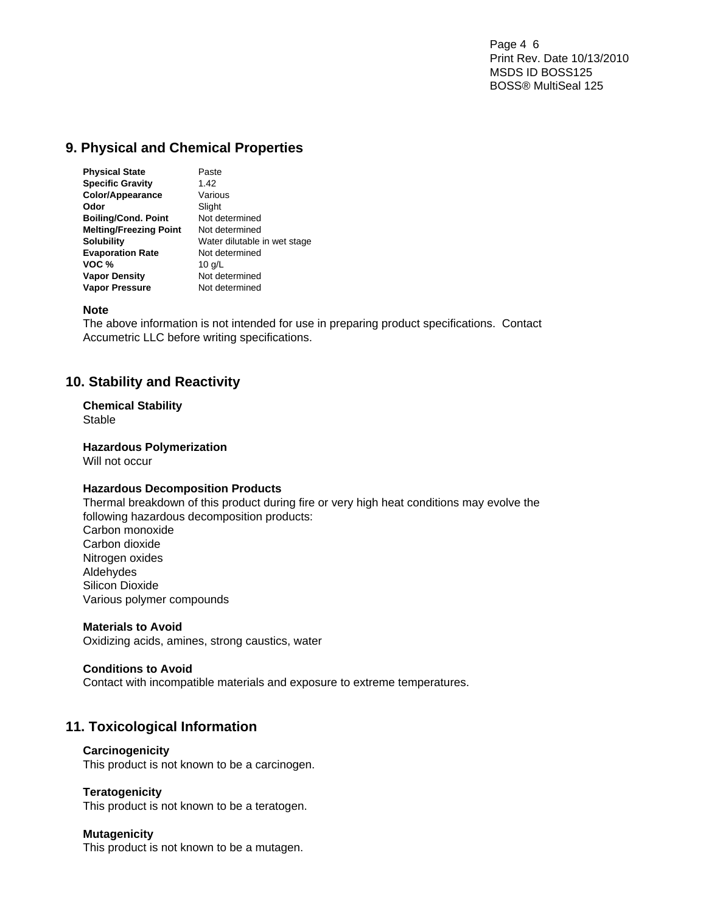## 9. Physical and Chemical Properties

| | |
|---|---|
| **Physical State** | Paste |
| **Specific Gravity** | 1.42 |
| **Color/Appearance** | Various |
| **Odor** | Slight |
| **Boiling/Cond. Point** | Not determined |
| **Melting/Freezing Point** | Not determined |
| **Solubility** | Water dilutable in wet stage |
| **Evaporation Rate** | Not determined |
| **VOC %** | 10 g/L |
| **Vapor Density** | Not determined |
| **Vapor Pressure** | Not determined |

**Note**

The above information is not intended for use in preparing product specifications. Contact Accumetric LLC before writing specifications.

## 10. Stability and Reactivity

**Chemical Stability**

Stable

**Hazardous Polymerization**

Will not occur

**Hazardous Decomposition Products**

Thermal breakdown of this product during fire or very high heat conditions may evolve the following hazardous decomposition products:
Carbon monoxide
Carbon dioxide
Nitrogen oxides
Aldehydes
Silicon Dioxide
Various polymer compounds

**Materials to Avoid**

Oxidizing acids, amines, strong caustics, water

**Conditions to Avoid**

Contact with incompatible materials and exposure to extreme temperatures.

## 11. Toxicological Information

**Carcinogenicity**

This product is not known to be a carcinogen.

**Teratogenicity**

This product is not known to be a teratogen.

**Mutagenicity**

This product is not known to be a mutagen.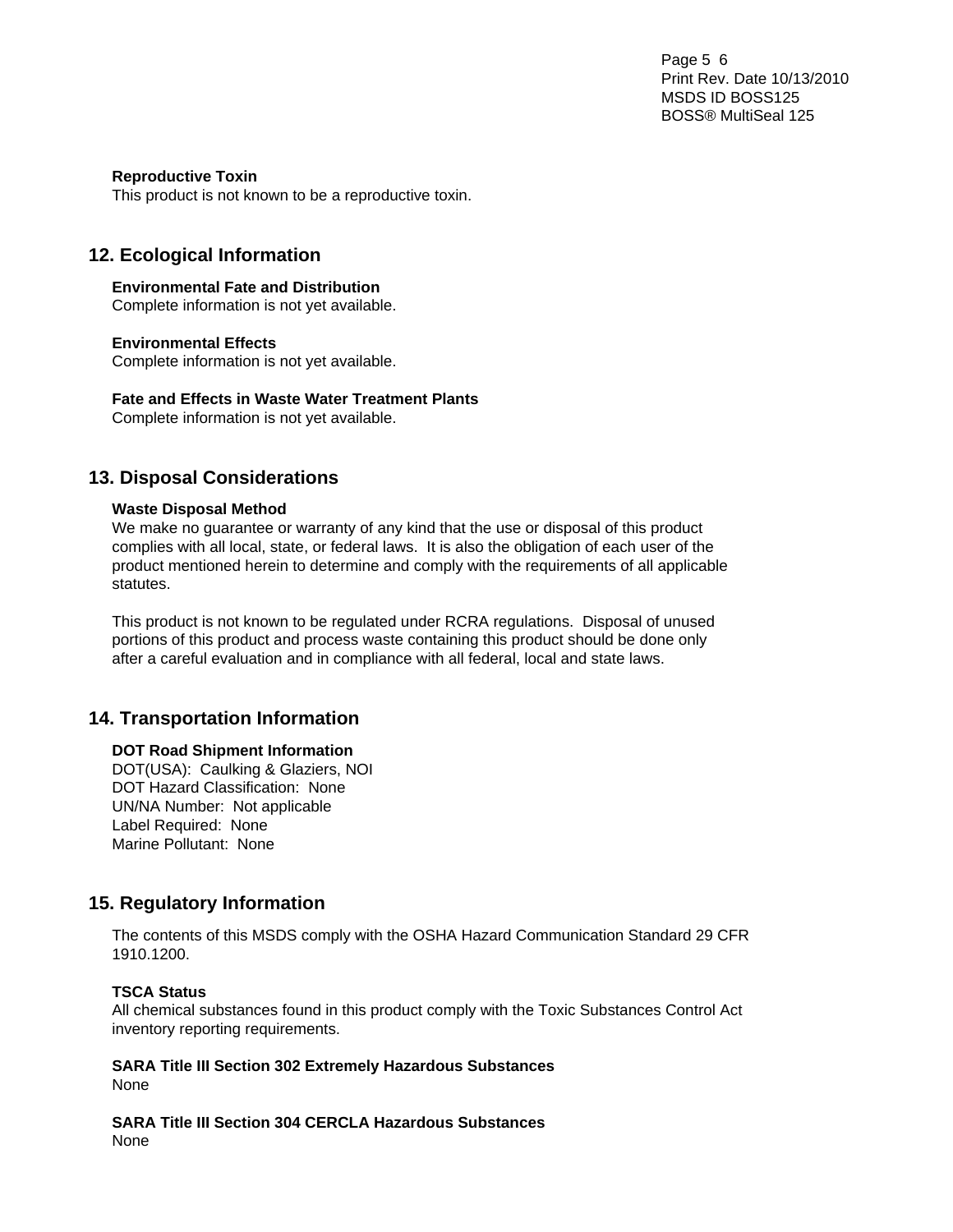### Reproductive Toxin

This product is not known to be a reproductive toxin.

## 12. Ecological Information

### Environmental Fate and Distribution

Complete information is not yet available.

### Environmental Effects

Complete information is not yet available.

### Fate and Effects in Waste Water Treatment Plants

Complete information is not yet available.

## 13. Disposal Considerations

### Waste Disposal Method

We make no guarantee or warranty of any kind that the use or disposal of this product complies with all local, state, or federal laws. It is also the obligation of each user of the product mentioned herein to determine and comply with the requirements of all applicable statutes.

This product is not known to be regulated under RCRA regulations. Disposal of unused portions of this product and process waste containing this product should be done only after a careful evaluation and in compliance with all federal, local and state laws.

## 14. Transportation Information

### DOT Road Shipment Information

DOT(USA): Caulking & Glaziers, NOI
DOT Hazard Classification: None
UN/NA Number: Not applicable
Label Required: None
Marine Pollutant: None

## 15. Regulatory Information

The contents of this MSDS comply with the OSHA Hazard Communication Standard 29 CFR 1910.1200.

### TSCA Status

All chemical substances found in this product comply with the Toxic Substances Control Act inventory reporting requirements.

### SARA Title III Section 302 Extremely Hazardous Substances

None

### SARA Title III Section 304 CERCLA Hazardous Substances

None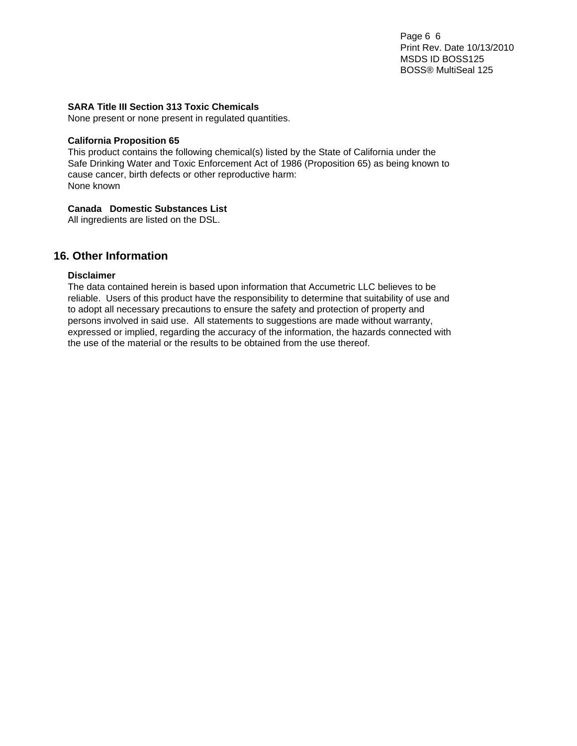**SARA Title III Section 313 Toxic Chemicals**
None present or none present in regulated quantities.

**California Proposition 65**
This product contains the following chemical(s) listed by the State of California under the Safe Drinking Water and Toxic Enforcement Act of 1986 (Proposition 65) as being known to cause cancer, birth defects or other reproductive harm:
None known

**Canada Domestic Substances List**
All ingredients are listed on the DSL.

## 16. Other Information

**Disclaimer**
The data contained herein is based upon information that Accumetric LLC believes to be reliable. Users of this product have the responsibility to determine that suitability of use and to adopt all necessary precautions to ensure the safety and protection of property and persons involved in said use. All statements to suggestions are made without warranty, expressed or implied, regarding the accuracy of the information, the hazards connected with the use of the material or the results to be obtained from the use thereof.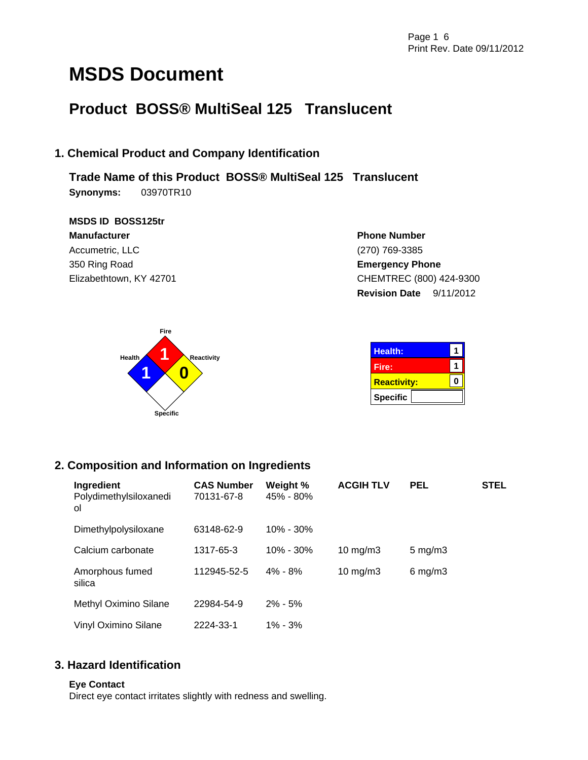# MSDS Document

## Product BOSS® MultiSeal 125 Translucent

### 1. Chemical Product and Company Identification

**Trade Name of this Product BOSS® MultiSeal 125 Translucent**

**Synonyms:** 03970TR10

**MSDS ID BOSS125tr**

**Manufacturer**
Accumetric, LLC
350 Ring Road
Elizabethtown, KY 42701

**Phone Number**
(270) 769-3385

**Emergency Phone**
CHEMTREC (800) 424-9300

**Revision Date** 9/11/2012

Fire: 1
Health: 1
Reactivity: 0
Specific:

| | |
|---|---|
| Health: | 1 |
| Fire: | 1 |
| Reactivity: | 0 |
| Specific | |

### 2. Composition and Information on Ingredients

| Ingredient | CAS Number | Weight % | ACGIH TLV | PEL | STEL |
|---|---|---|---|---|---|
| Polydimethylsiloxanediol | 70131-67-8 | 45% - 80% | | | |
| Dimethylpolysiloxane | 63148-62-9 | 10% - 30% | | | |
| Calcium carbonate | 1317-65-3 | 10% - 30% | 10 mg/m3 | 5 mg/m3 | |
| Amorphous fumed silica | 112945-52-5 | 4% - 8% | 10 mg/m3 | 6 mg/m3 | |
| Methyl Oximino Silane | 22984-54-9 | 2% - 5% | | | |
| Vinyl Oximino Silane | 2224-33-1 | 1% - 3% | | | |

### 3. Hazard Identification

**Eye Contact**
Direct eye contact irritates slightly with redness and swelling.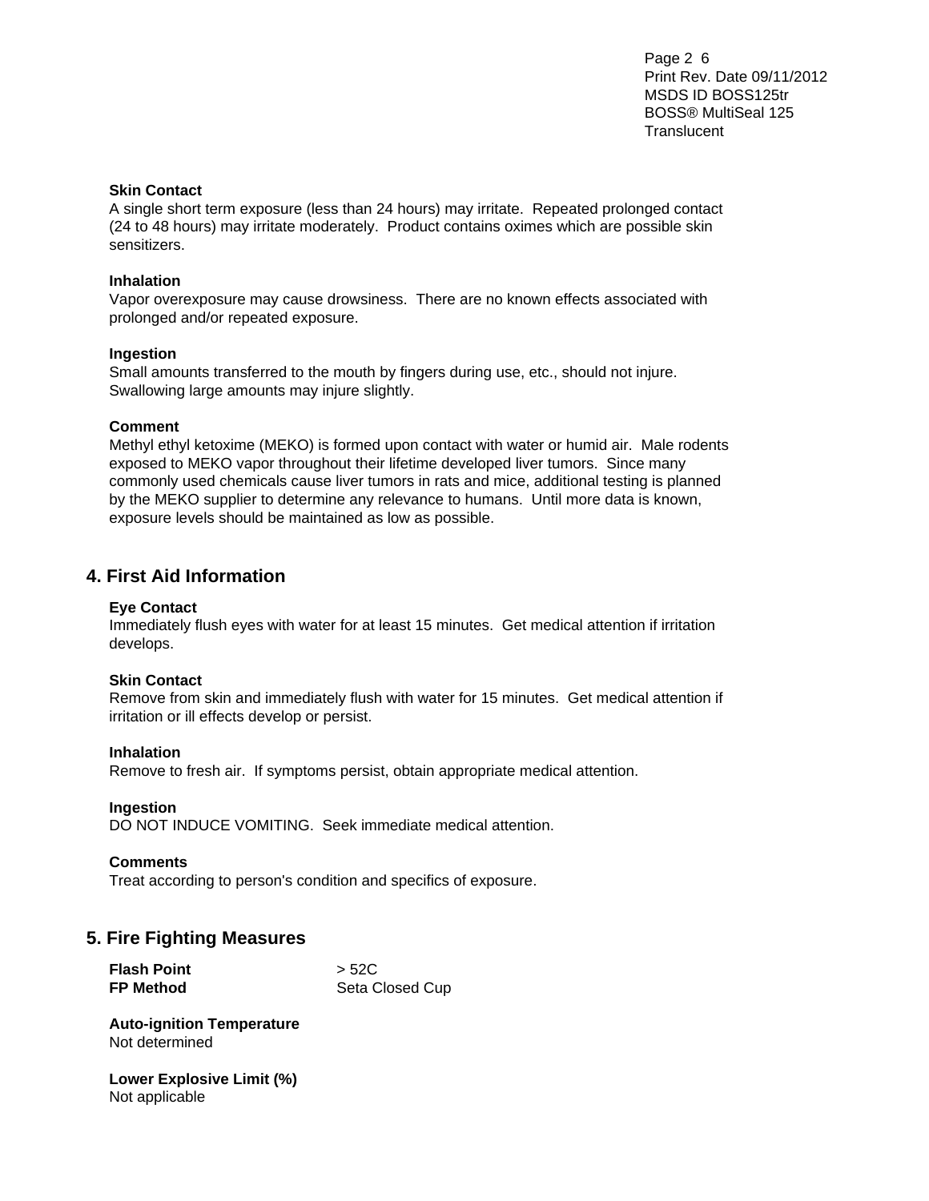### Skin Contact

A single short term exposure (less than 24 hours) may irritate. Repeated prolonged contact (24 to 48 hours) may irritate moderately. Product contains oximes which are possible skin sensitizers.

### Inhalation

Vapor overexposure may cause drowsiness. There are no known effects associated with prolonged and/or repeated exposure.

### Ingestion

Small amounts transferred to the mouth by fingers during use, etc., should not injure. Swallowing large amounts may injure slightly.

### Comment

Methyl ethyl ketoxime (MEKO) is formed upon contact with water or humid air. Male rodents exposed to MEKO vapor throughout their lifetime developed liver tumors. Since many commonly used chemicals cause liver tumors in rats and mice, additional testing is planned by the MEKO supplier to determine any relevance to humans. Until more data is known, exposure levels should be maintained as low as possible.

## 4. First Aid Information

### Eye Contact

Immediately flush eyes with water for at least 15 minutes. Get medical attention if irritation develops.

### Skin Contact

Remove from skin and immediately flush with water for 15 minutes. Get medical attention if irritation or ill effects develop or persist.

### Inhalation

Remove to fresh air. If symptoms persist, obtain appropriate medical attention.

### Ingestion

DO NOT INDUCE VOMITING. Seek immediate medical attention.

### Comments

Treat according to person's condition and specifics of exposure.

## 5. Fire Fighting Measures

**Flash Point** > 52C
**FP Method** Seta Closed Cup

**Auto-ignition Temperature**
Not determined

**Lower Explosive Limit (%)**
Not applicable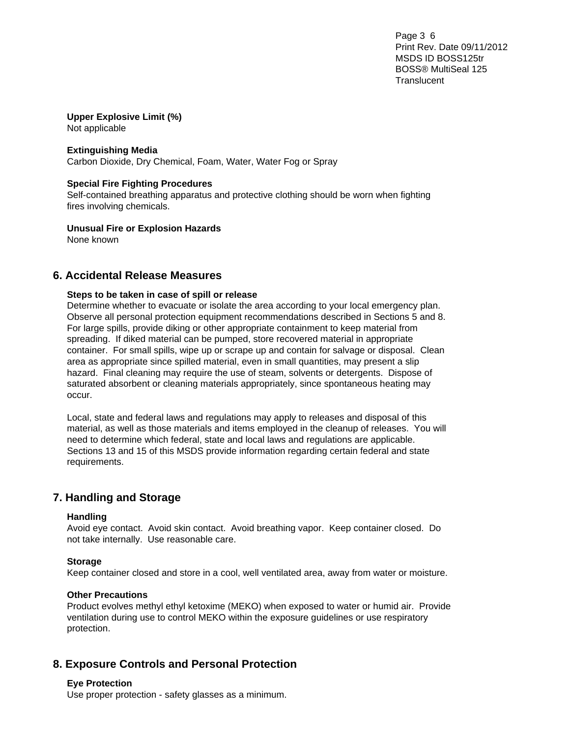**Upper Explosive Limit (%)**
Not applicable

**Extinguishing Media**
Carbon Dioxide, Dry Chemical, Foam, Water, Water Fog or Spray

**Special Fire Fighting Procedures**
Self-contained breathing apparatus and protective clothing should be worn when fighting fires involving chemicals.

**Unusual Fire or Explosion Hazards**
None known

## 6. Accidental Release Measures

**Steps to be taken in case of spill or release**
Determine whether to evacuate or isolate the area according to your local emergency plan. Observe all personal protection equipment recommendations described in Sections 5 and 8. For large spills, provide diking or other appropriate containment to keep material from spreading. If diked material can be pumped, store recovered material in appropriate container. For small spills, wipe up or scrape up and contain for salvage or disposal. Clean area as appropriate since spilled material, even in small quantities, may present a slip hazard. Final cleaning may require the use of steam, solvents or detergents. Dispose of saturated absorbent or cleaning materials appropriately, since spontaneous heating may occur.

Local, state and federal laws and regulations may apply to releases and disposal of this material, as well as those materials and items employed in the cleanup of releases. You will need to determine which federal, state and local laws and regulations are applicable. Sections 13 and 15 of this MSDS provide information regarding certain federal and state requirements.

## 7. Handling and Storage

**Handling**
Avoid eye contact. Avoid skin contact. Avoid breathing vapor. Keep container closed. Do not take internally. Use reasonable care.

**Storage**
Keep container closed and store in a cool, well ventilated area, away from water or moisture.

**Other Precautions**
Product evolves methyl ethyl ketoxime (MEKO) when exposed to water or humid air. Provide ventilation during use to control MEKO within the exposure guidelines or use respiratory protection.

## 8. Exposure Controls and Personal Protection

**Eye Protection**
Use proper protection - safety glasses as a minimum.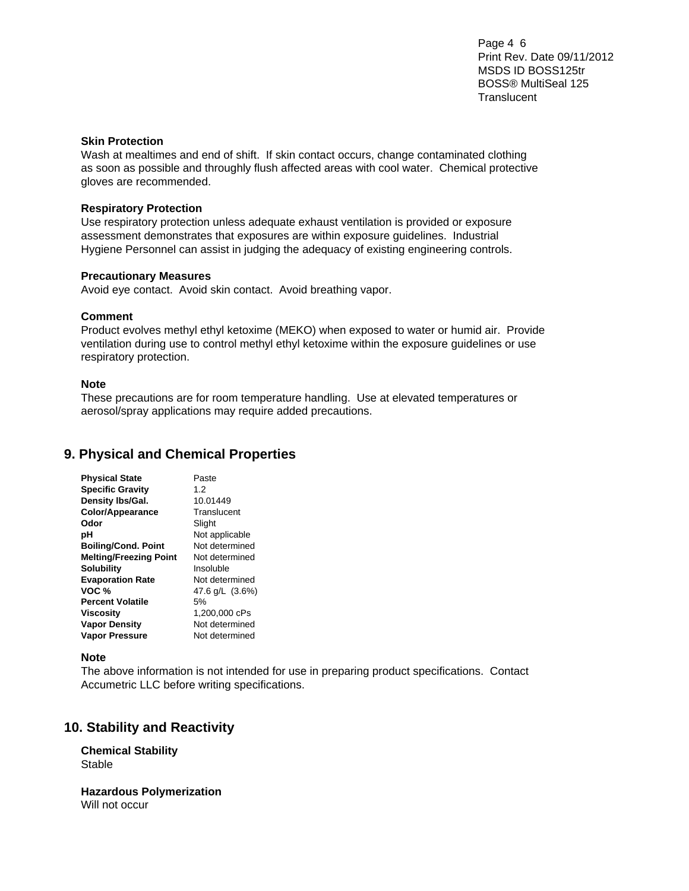### Skin Protection

Wash at mealtimes and end of shift. If skin contact occurs, change contaminated clothing as soon as possible and throughly flush affected areas with cool water. Chemical protective gloves are recommended.

### Respiratory Protection

Use respiratory protection unless adequate exhaust ventilation is provided or exposure assessment demonstrates that exposures are within exposure guidelines. Industrial Hygiene Personnel can assist in judging the adequacy of existing engineering controls.

### Precautionary Measures

Avoid eye contact. Avoid skin contact. Avoid breathing vapor.

### Comment

Product evolves methyl ethyl ketoxime (MEKO) when exposed to water or humid air. Provide ventilation during use to control methyl ethyl ketoxime within the exposure guidelines or use respiratory protection.

### Note

These precautions are for room temperature handling. Use at elevated temperatures or aerosol/spray applications may require added precautions.

## 9. Physical and Chemical Properties

| | |
|---|---|
| **Physical State** | Paste |
| **Specific Gravity** | 1.2 |
| **Density lbs/Gal.** | 10.01449 |
| **Color/Appearance** | Translucent |
| **Odor** | Slight |
| **pH** | Not applicable |
| **Boiling/Cond. Point** | Not determined |
| **Melting/Freezing Point** | Not determined |
| **Solubility** | Insoluble |
| **Evaporation Rate** | Not determined |
| **VOC %** | 47.6 g/L (3.6%) |
| **Percent Volatile** | 5% |
| **Viscosity** | 1,200,000 cPs |
| **Vapor Density** | Not determined |
| **Vapor Pressure** | Not determined |

### Note

The above information is not intended for use in preparing product specifications. Contact Accumetric LLC before writing specifications.

## 10. Stability and Reactivity

### Chemical Stability

Stable

### Hazardous Polymerization

Will not occur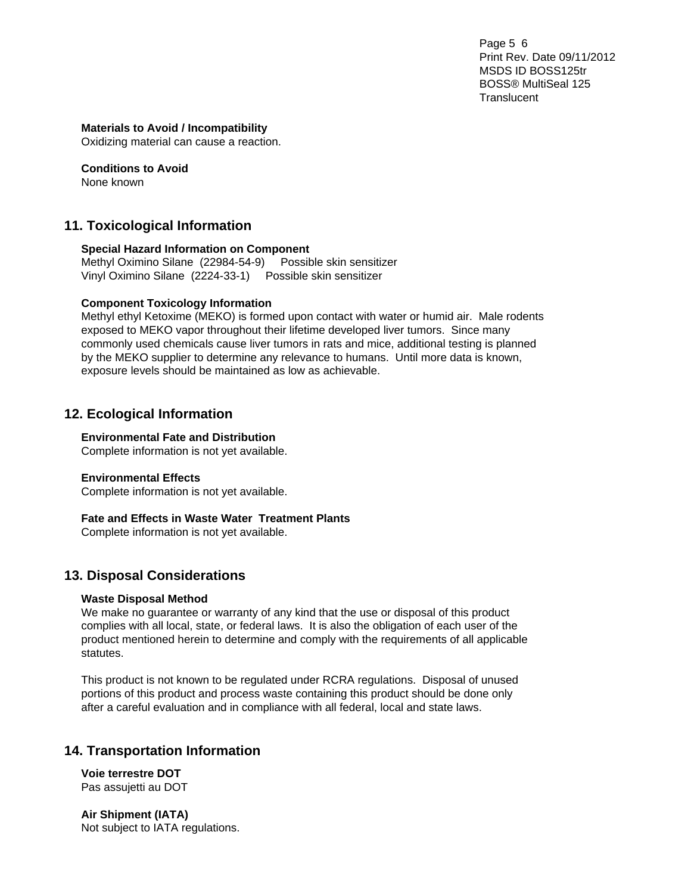**Materials to Avoid / Incompatibility**
Oxidizing material can cause a reaction.

**Conditions to Avoid**
None known

## 11. Toxicological Information

**Special Hazard Information on Component**
Methyl Oximino Silane (22984-54-9) Possible skin sensitizer
Vinyl Oximino Silane (2224-33-1) Possible skin sensitizer

**Component Toxicology Information**
Methyl ethyl Ketoxime (MEKO) is formed upon contact with water or humid air. Male rodents exposed to MEKO vapor throughout their lifetime developed liver tumors. Since many commonly used chemicals cause liver tumors in rats and mice, additional testing is planned by the MEKO supplier to determine any relevance to humans. Until more data is known, exposure levels should be maintained as low as achievable.

## 12. Ecological Information

**Environmental Fate and Distribution**
Complete information is not yet available.

**Environmental Effects**
Complete information is not yet available.

**Fate and Effects in Waste Water Treatment Plants**
Complete information is not yet available.

## 13. Disposal Considerations

**Waste Disposal Method**
We make no guarantee or warranty of any kind that the use or disposal of this product complies with all local, state, or federal laws. It is also the obligation of each user of the product mentioned herein to determine and comply with the requirements of all applicable statutes.

This product is not known to be regulated under RCRA regulations. Disposal of unused portions of this product and process waste containing this product should be done only after a careful evaluation and in compliance with all federal, local and state laws.

## 14. Transportation Information

**Voie terrestre DOT**
Pas assujetti au DOT

**Air Shipment (IATA)**
Not subject to IATA regulations.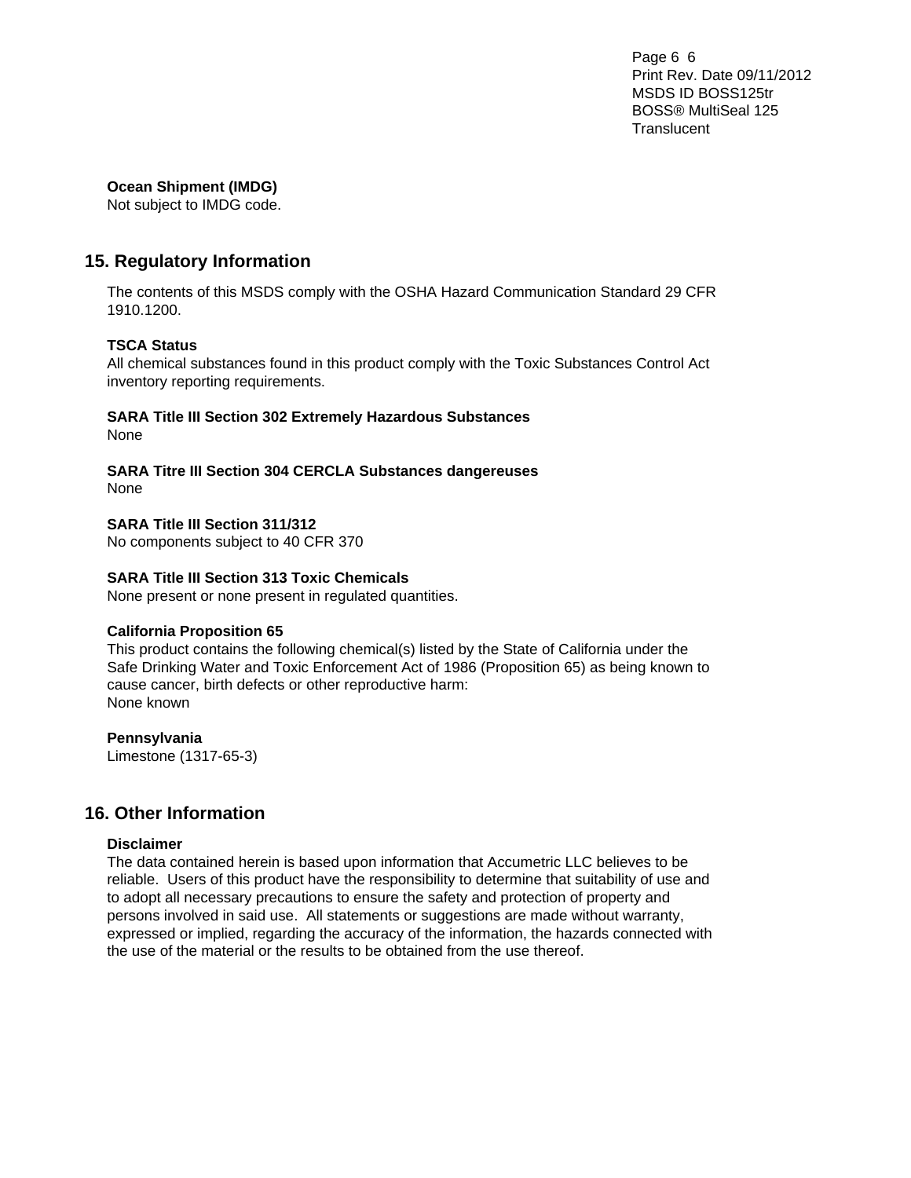### Ocean Shipment (IMDG)

Not subject to IMDG code.

## 15. Regulatory Information

The contents of this MSDS comply with the OSHA Hazard Communication Standard 29 CFR 1910.1200.

### TSCA Status

All chemical substances found in this product comply with the Toxic Substances Control Act inventory reporting requirements.

### SARA Title III Section 302 Extremely Hazardous Substances

None

### SARA Titre III Section 304 CERCLA Substances dangereuses

None

### SARA Title III Section 311/312

No components subject to 40 CFR 370

### SARA Title III Section 313 Toxic Chemicals

None present or none present in regulated quantities.

### California Proposition 65

This product contains the following chemical(s) listed by the State of California under the Safe Drinking Water and Toxic Enforcement Act of 1986 (Proposition 65) as being known to cause cancer, birth defects or other reproductive harm:
None known

### Pennsylvania

Limestone (1317-65-3)

## 16. Other Information

### Disclaimer

The data contained herein is based upon information that Accumetric LLC believes to be reliable. Users of this product have the responsibility to determine that suitability of use and to adopt all necessary precautions to ensure the safety and protection of property and persons involved in said use. All statements or suggestions are made without warranty, expressed or implied, regarding the accuracy of the information, the hazards connected with the use of the material or the results to be obtained from the use thereof.